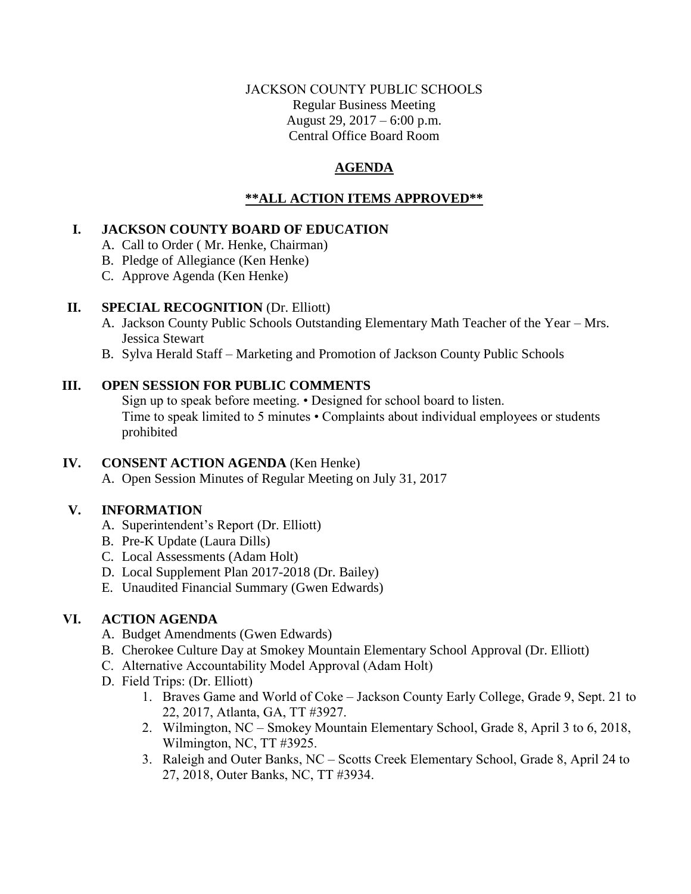JACKSON COUNTY PUBLIC SCHOOLS
Regular Business Meeting
August 29, 2017 – 6:00 p.m.
Central Office Board Room

# AGENDA

## **ALL ACTION ITEMS APPROVED**

## I. JACKSON COUNTY BOARD OF EDUCATION

A. Call to Order ( Mr. Henke, Chairman)
B. Pledge of Allegiance (Ken Henke)
C. Approve Agenda (Ken Henke)

## II. SPECIAL RECOGNITION (Dr. Elliott)

A. Jackson County Public Schools Outstanding Elementary Math Teacher of the Year – Mrs. Jessica Stewart
B. Sylva Herald Staff – Marketing and Promotion of Jackson County Public Schools

## III. OPEN SESSION FOR PUBLIC COMMENTS

Sign up to speak before meeting. • Designed for school board to listen.
Time to speak limited to 5 minutes • Complaints about individual employees or students prohibited

## IV. CONSENT ACTION AGENDA (Ken Henke)

A. Open Session Minutes of Regular Meeting on July 31, 2017

## V. INFORMATION

A. Superintendent's Report (Dr. Elliott)
B. Pre-K Update (Laura Dills)
C. Local Assessments (Adam Holt)
D. Local Supplement Plan 2017-2018 (Dr. Bailey)
E. Unaudited Financial Summary (Gwen Edwards)

## VI. ACTION AGENDA

A. Budget Amendments (Gwen Edwards)
B. Cherokee Culture Day at Smokey Mountain Elementary School Approval (Dr. Elliott)
C. Alternative Accountability Model Approval (Adam Holt)
D. Field Trips: (Dr. Elliott)
   1. Braves Game and World of Coke – Jackson County Early College, Grade 9, Sept. 21 to 22, 2017, Atlanta, GA, TT #3927.
   2. Wilmington, NC – Smokey Mountain Elementary School, Grade 8, April 3 to 6, 2018, Wilmington, NC, TT #3925.
   3. Raleigh and Outer Banks, NC – Scotts Creek Elementary School, Grade 8, April 24 to 27, 2018, Outer Banks, NC, TT #3934.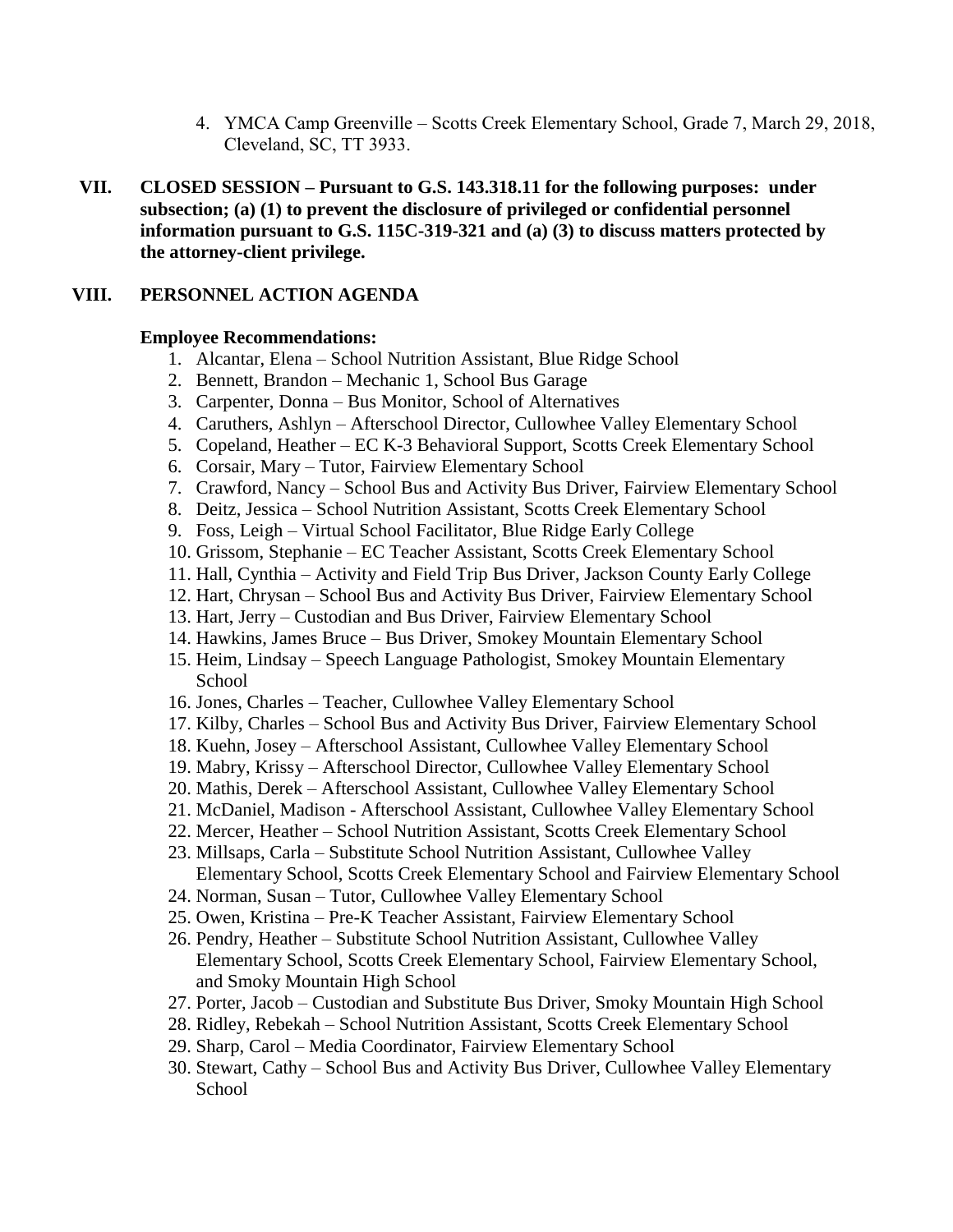4. YMCA Camp Greenville – Scotts Creek Elementary School, Grade 7, March 29, 2018, Cleveland, SC, TT 3933.

## VII. CLOSED SESSION – Pursuant to G.S. 143.318.11 for the following purposes: under subsection; (a) (1) to prevent the disclosure of privileged or confidential personnel information pursuant to G.S. 115C-319-321 and (a) (3) to discuss matters protected by the attorney-client privilege.

## VIII. PERSONNEL ACTION AGENDA

**Employee Recommendations:**

1. Alcantar, Elena – School Nutrition Assistant, Blue Ridge School
2. Bennett, Brandon – Mechanic 1, School Bus Garage
3. Carpenter, Donna – Bus Monitor, School of Alternatives
4. Caruthers, Ashlyn – Afterschool Director, Cullowhee Valley Elementary School
5. Copeland, Heather – EC K-3 Behavioral Support, Scotts Creek Elementary School
6. Corsair, Mary – Tutor, Fairview Elementary School
7. Crawford, Nancy – School Bus and Activity Bus Driver, Fairview Elementary School
8. Deitz, Jessica – School Nutrition Assistant, Scotts Creek Elementary School
9. Foss, Leigh – Virtual School Facilitator, Blue Ridge Early College
10. Grissom, Stephanie – EC Teacher Assistant, Scotts Creek Elementary School
11. Hall, Cynthia – Activity and Field Trip Bus Driver, Jackson County Early College
12. Hart, Chrysan – School Bus and Activity Bus Driver, Fairview Elementary School
13. Hart, Jerry – Custodian and Bus Driver, Fairview Elementary School
14. Hawkins, James Bruce – Bus Driver, Smokey Mountain Elementary School
15. Heim, Lindsay – Speech Language Pathologist, Smokey Mountain Elementary School
16. Jones, Charles – Teacher, Cullowhee Valley Elementary School
17. Kilby, Charles – School Bus and Activity Bus Driver, Fairview Elementary School
18. Kuehn, Josey – Afterschool Assistant, Cullowhee Valley Elementary School
19. Mabry, Krissy – Afterschool Director, Cullowhee Valley Elementary School
20. Mathis, Derek – Afterschool Assistant, Cullowhee Valley Elementary School
21. McDaniel, Madison - Afterschool Assistant, Cullowhee Valley Elementary School
22. Mercer, Heather – School Nutrition Assistant, Scotts Creek Elementary School
23. Millsaps, Carla – Substitute School Nutrition Assistant, Cullowhee Valley Elementary School, Scotts Creek Elementary School and Fairview Elementary School
24. Norman, Susan – Tutor, Cullowhee Valley Elementary School
25. Owen, Kristina – Pre-K Teacher Assistant, Fairview Elementary School
26. Pendry, Heather – Substitute School Nutrition Assistant, Cullowhee Valley Elementary School, Scotts Creek Elementary School, Fairview Elementary School, and Smoky Mountain High School
27. Porter, Jacob – Custodian and Substitute Bus Driver, Smoky Mountain High School
28. Ridley, Rebekah – School Nutrition Assistant, Scotts Creek Elementary School
29. Sharp, Carol – Media Coordinator, Fairview Elementary School
30. Stewart, Cathy – School Bus and Activity Bus Driver, Cullowhee Valley Elementary School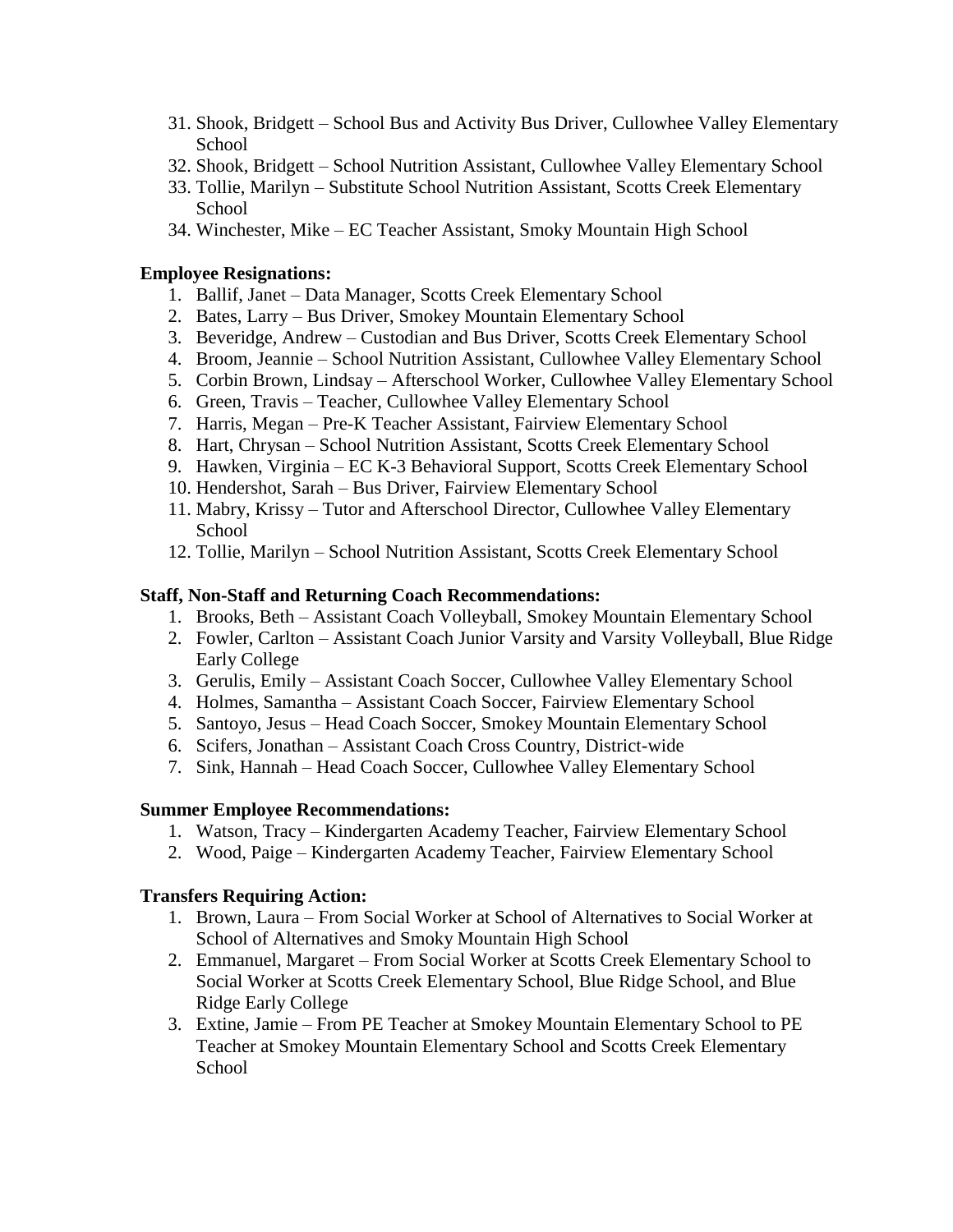31. Shook, Bridgett – School Bus and Activity Bus Driver, Cullowhee Valley Elementary School
32. Shook, Bridgett – School Nutrition Assistant, Cullowhee Valley Elementary School
33. Tollie, Marilyn – Substitute School Nutrition Assistant, Scotts Creek Elementary School
34. Winchester, Mike – EC Teacher Assistant, Smoky Mountain High School

**Employee Resignations:**

1. Ballif, Janet – Data Manager, Scotts Creek Elementary School
2. Bates, Larry – Bus Driver, Smokey Mountain Elementary School
3. Beveridge, Andrew – Custodian and Bus Driver, Scotts Creek Elementary School
4. Broom, Jeannie – School Nutrition Assistant, Cullowhee Valley Elementary School
5. Corbin Brown, Lindsay – Afterschool Worker, Cullowhee Valley Elementary School
6. Green, Travis – Teacher, Cullowhee Valley Elementary School
7. Harris, Megan – Pre-K Teacher Assistant, Fairview Elementary School
8. Hart, Chrysan – School Nutrition Assistant, Scotts Creek Elementary School
9. Hawken, Virginia – EC K-3 Behavioral Support, Scotts Creek Elementary School
10. Hendershot, Sarah – Bus Driver, Fairview Elementary School
11. Mabry, Krissy – Tutor and Afterschool Director, Cullowhee Valley Elementary School
12. Tollie, Marilyn – School Nutrition Assistant, Scotts Creek Elementary School

**Staff, Non-Staff and Returning Coach Recommendations:**

1. Brooks, Beth – Assistant Coach Volleyball, Smokey Mountain Elementary School
2. Fowler, Carlton – Assistant Coach Junior Varsity and Varsity Volleyball, Blue Ridge Early College
3. Gerulis, Emily – Assistant Coach Soccer, Cullowhee Valley Elementary School
4. Holmes, Samantha – Assistant Coach Soccer, Fairview Elementary School
5. Santoyo, Jesus – Head Coach Soccer, Smokey Mountain Elementary School
6. Scifers, Jonathan – Assistant Coach Cross Country, District-wide
7. Sink, Hannah – Head Coach Soccer, Cullowhee Valley Elementary School

**Summer Employee Recommendations:**

1. Watson, Tracy – Kindergarten Academy Teacher, Fairview Elementary School
2. Wood, Paige – Kindergarten Academy Teacher, Fairview Elementary School

**Transfers Requiring Action:**

1. Brown, Laura – From Social Worker at School of Alternatives to Social Worker at School of Alternatives and Smoky Mountain High School
2. Emmanuel, Margaret – From Social Worker at Scotts Creek Elementary School to Social Worker at Scotts Creek Elementary School, Blue Ridge School, and Blue Ridge Early College
3. Extine, Jamie – From PE Teacher at Smokey Mountain Elementary School to PE Teacher at Smokey Mountain Elementary School and Scotts Creek Elementary School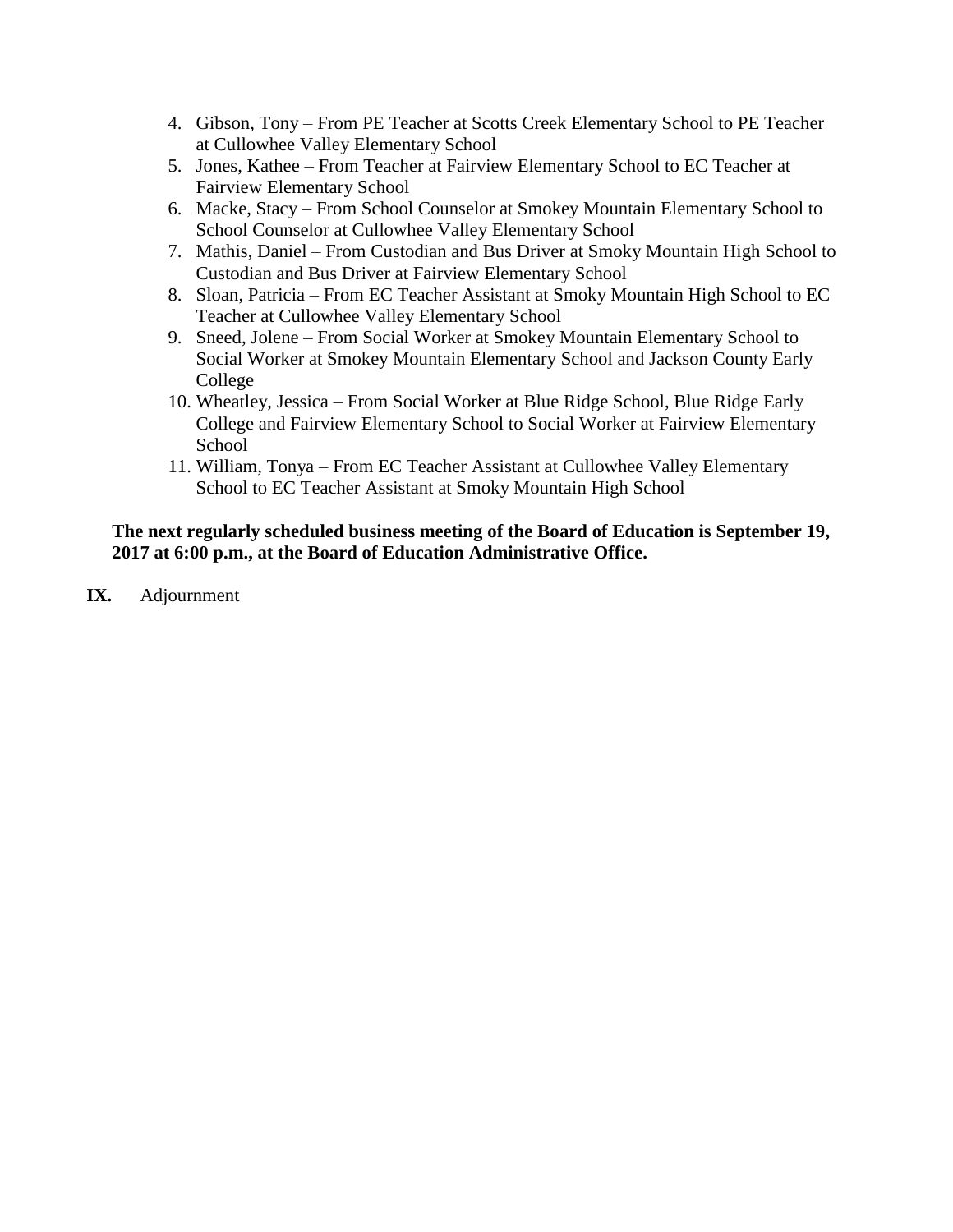4. Gibson, Tony – From PE Teacher at Scotts Creek Elementary School to PE Teacher at Cullowhee Valley Elementary School
5. Jones, Kathee – From Teacher at Fairview Elementary School to EC Teacher at Fairview Elementary School
6. Macke, Stacy – From School Counselor at Smokey Mountain Elementary School to School Counselor at Cullowhee Valley Elementary School
7. Mathis, Daniel – From Custodian and Bus Driver at Smoky Mountain High School to Custodian and Bus Driver at Fairview Elementary School
8. Sloan, Patricia – From EC Teacher Assistant at Smoky Mountain High School to EC Teacher at Cullowhee Valley Elementary School
9. Sneed, Jolene – From Social Worker at Smokey Mountain Elementary School to Social Worker at Smokey Mountain Elementary School and Jackson County Early College
10. Wheatley, Jessica – From Social Worker at Blue Ridge School, Blue Ridge Early College and Fairview Elementary School to Social Worker at Fairview Elementary School
11. William, Tonya – From EC Teacher Assistant at Cullowhee Valley Elementary School to EC Teacher Assistant at Smoky Mountain High School

**The next regularly scheduled business meeting of the Board of Education is September 19, 2017 at 6:00 p.m., at the Board of Education Administrative Office.**

**IX.** Adjournment